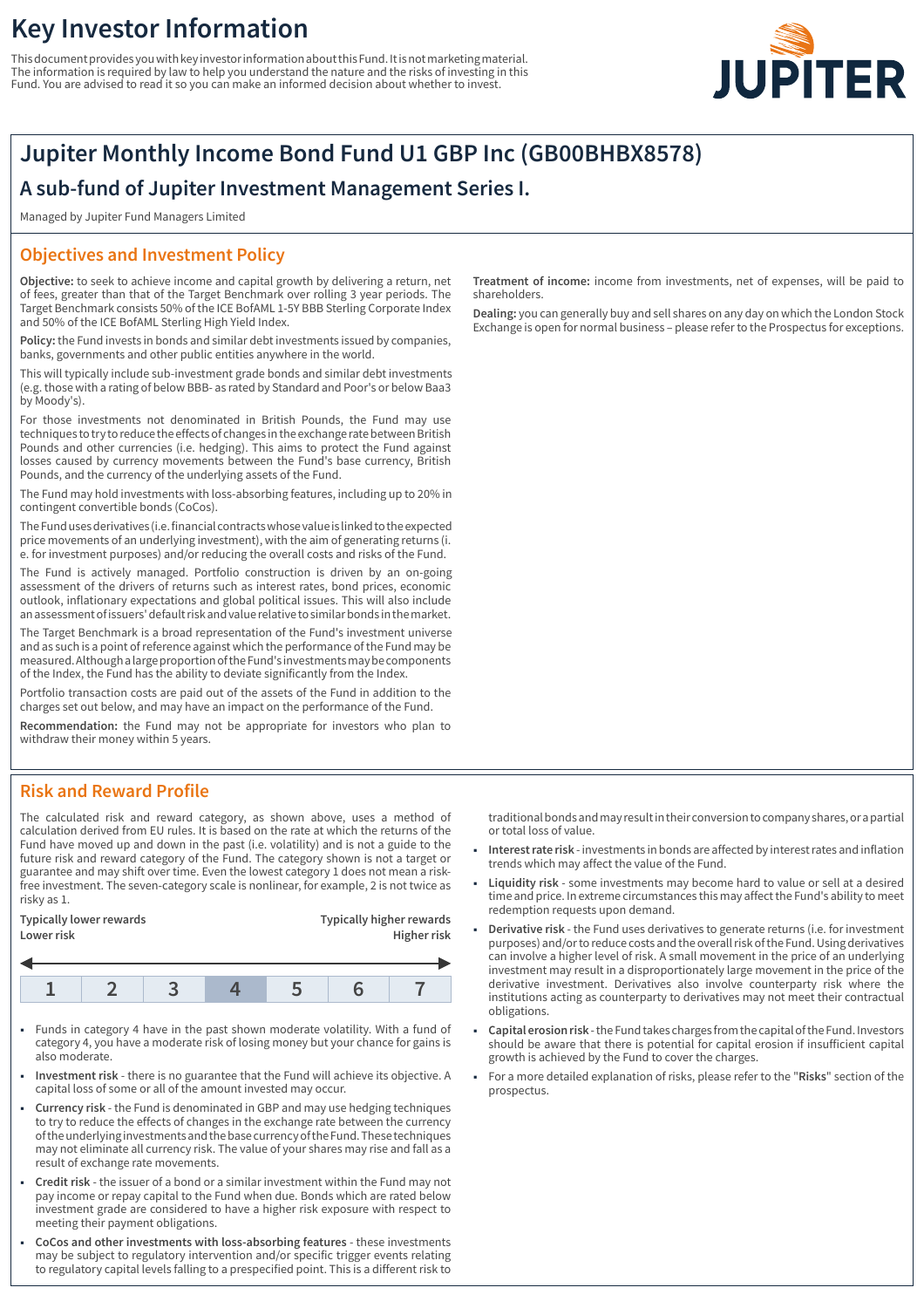# Key Investor Information

This document provides you with key investor information about this Fund. It is not marketing material. The information is required by law to help you understand the nature and the risks of investing in this Fund. You are advised to read it so you can make an informed decision about whether to invest.

JUPITER

## Jupiter Monthly Income Bond Fund U1 GBP Inc (GB00BHBX8578)

### A sub-fund of Jupiter Investment Management Series I.

Managed by Jupiter Fund Managers Limited

## Objectives and Investment Policy

**Objective:** to seek to achieve income and capital growth by delivering a return, net of fees, greater than that of the Target Benchmark over rolling 3 year periods. The Target Benchmark consists 50% of the ICE BofAML 1-5Y BBB Sterling Corporate Index and 50% of the ICE BofAML Sterling High Yield Index.

**Policy:** the Fund invests in bonds and similar debt investments issued by companies, banks, governments and other public entities anywhere in the world.

This will typically include sub-investment grade bonds and similar debt investments (e.g. those with a rating of below BBB- as rated by Standard and Poor's or below Baa3 by Moody's).

For those investments not denominated in British Pounds, the Fund may use techniques to try to reduce the effects of changes in the exchange rate between British Pounds and other currencies (i.e. hedging). This aims to protect the Fund against losses caused by currency movements between the Fund's base currency, British Pounds, and the currency of the underlying assets of the Fund.

The Fund may hold investments with loss-absorbing features, including up to 20% in contingent convertible bonds (CoCos).

The Fund uses derivatives (i.e. financial contracts whose value is linked to the expected price movements of an underlying investment), with the aim of generating returns (i.e. for investment purposes) and/or reducing the overall costs and risks of the Fund.

The Fund is actively managed. Portfolio construction is driven by an on-going assessment of the drivers of returns such as interest rates, bond prices, economic outlook, inflationary expectations and global political issues. This will also include an assessment of issuers' default risk and value relative to similar bonds in the market.

The Target Benchmark is a broad representation of the Fund's investment universe and as such is a point of reference against which the performance of the Fund may be measured. Although a large proportion of the Fund's investments may be components of the Index, the Fund has the ability to deviate significantly from the Index.

Portfolio transaction costs are paid out of the assets of the Fund in addition to the charges set out below, and may have an impact on the performance of the Fund.

**Recommendation:** the Fund may not be appropriate for investors who plan to withdraw their money within 5 years.

**Treatment of income:** income from investments, net of expenses, will be paid to shareholders.

**Dealing:** you can generally buy and sell shares on any day on which the London Stock Exchange is open for normal business – please refer to the Prospectus for exceptions.

## Risk and Reward Profile

The calculated risk and reward category, as shown above, uses a method of calculation derived from EU rules. It is based on the rate at which the returns of the Fund have moved up and down in the past (i.e. volatility) and is not a guide to the future risk and reward category of the Fund. The category shown is not a target or guarantee and may shift over time. Even the lowest category 1 does not mean a risk-free investment. The seven-category scale is nonlinear, for example, 2 is not twice as risky as 1.

| Typically lower rewards<br>Lower risk | | | | | | Typically higher rewards<br>Higher risk |
|---|---|---|---|---|---|---|
| 1 | 2 | 3 | **4** | 5 | 6 | 7 |

- Funds in category 4 have in the past shown moderate volatility. With a fund of category 4, you have a moderate risk of losing money but your chance for gains is also moderate.
- **Investment risk** - there is no guarantee that the Fund will achieve its objective. A capital loss of some or all of the amount invested may occur.
- **Currency risk** - the Fund is denominated in GBP and may use hedging techniques to try to reduce the effects of changes in the exchange rate between the currency of the underlying investments and the base currency of the Fund. These techniques may not eliminate all currency risk. The value of your shares may rise and fall as a result of exchange rate movements.
- **Credit risk** - the issuer of a bond or a similar investment within the Fund may not pay income or repay capital to the Fund when due. Bonds which are rated below investment grade are considered to have a higher risk exposure with respect to meeting their payment obligations.
- **CoCos and other investments with loss-absorbing features** - these investments may be subject to regulatory intervention and/or specific trigger events relating to regulatory capital levels falling to a prespecified point. This is a different risk to traditional bonds and may result in their conversion to company shares, or a partial or total loss of value.
- **Interest rate risk** - investments in bonds are affected by interest rates and inflation trends which may affect the value of the Fund.
- **Liquidity risk** - some investments may become hard to value or sell at a desired time and price. In extreme circumstances this may affect the Fund's ability to meet redemption requests upon demand.
- **Derivative risk** - the Fund uses derivatives to generate returns (i.e. for investment purposes) and/or to reduce costs and the overall risk of the Fund. Using derivatives can involve a higher level of risk. A small movement in the price of an underlying investment may result in a disproportionately large movement in the price of the derivative investment. Derivatives also involve counterparty risk where the institutions acting as counterparty to derivatives may not meet their contractual obligations.
- **Capital erosion risk** - the Fund takes charges from the capital of the Fund. Investors should be aware that there is potential for capital erosion if insufficient capital growth is achieved by the Fund to cover the charges.
- For a more detailed explanation of risks, please refer to the "**Risks**" section of the prospectus.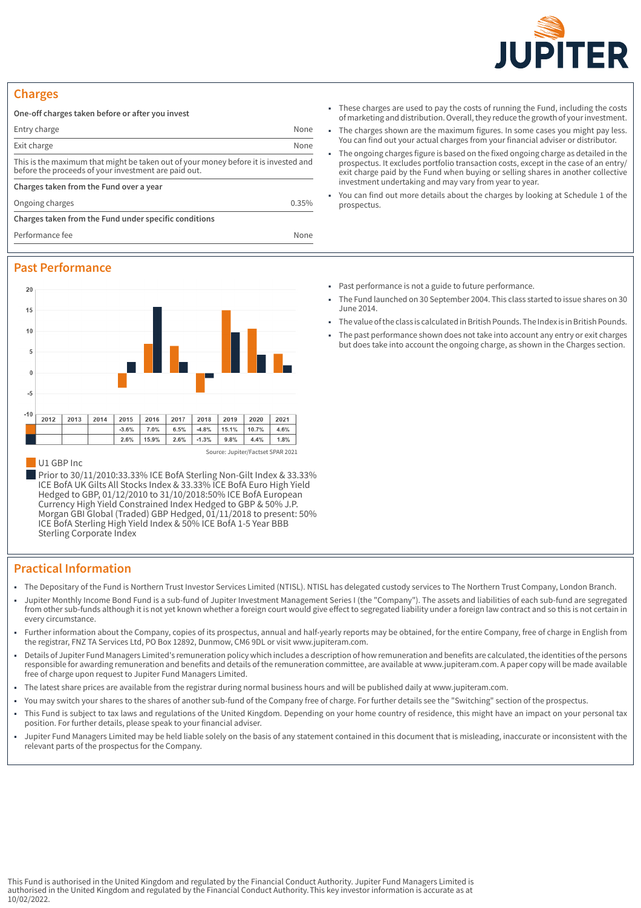## Charges

| One-off charges taken before or after you invest | |
|---|---|
| Entry charge | None |
| Exit charge | None |
| This is the maximum that might be taken out of your money before it is invested and before the proceeds of your investment are paid out. | |
| **Charges taken from the Fund over a year** | |
| Ongoing charges | 0.35% |
| **Charges taken from the Fund under specific conditions** | |
| Performance fee | None |

- These charges are used to pay the costs of running the Fund, including the costs of marketing and distribution. Overall, they reduce the growth of your investment.
- The charges shown are the maximum figures. In some cases you might pay less. You can find out your actual charges from your financial adviser or distributor.
- The ongoing charges figure is based on the fixed ongoing charge as detailed in the prospectus. It excludes portfolio transaction costs, except in the case of an entry/exit charge paid by the Fund when buying or selling shares in another collective investment undertaking and may vary from year to year.
- You can find out more details about the charges by looking at Schedule 1 of the prospectus.

## Past Performance

20
15
10
5
0
-5
-10

2012 2013 2014 2015 2016 2017 2018 2019 2020 2021

-3.6% 7.0% 6.5% -4.8% 15.1% 10.7% 4.6%

2.6% 15.9% 2.6% -1.3% 9.8% 4.4% 1.8%

Source: Jupiter/Factset SPAR 2021

U1 GBP Inc

Prior to 30/11/2010:33.33% ICE BofA Sterling Non-Gilt Index & 33.33% ICE BofA UK Gilts All Stocks Index & 33.33% ICE BofA Euro High Yield Hedged to GBP, 01/12/2010 to 31/10/2018:50% ICE BofA European Currency High Yield Constrained Index Hedged to GBP & 50% J.P. Morgan GBI Global (Traded) GBP Hedged, 01/11/2018 to present: 50% ICE BofA Sterling High Yield Index & 50% ICE BofA 1-5 Year BBB Sterling Corporate Index

- Past performance is not a guide to future performance.
- The Fund launched on 30 September 2004. This class started to issue shares on 30 June 2014.
- The value of the class is calculated in British Pounds. The Index is in British Pounds.
- The past performance shown does not take into account any entry or exit charges but does take into account the ongoing charge, as shown in the Charges section.

## Practical Information

- The Depositary of the Fund is Northern Trust Investor Services Limited (NTISL). NTISL has delegated custody services to The Northern Trust Company, London Branch.
- Jupiter Monthly Income Bond Fund is a sub-fund of Jupiter Investment Management Series I (the "Company"). The assets and liabilities of each sub-fund are segregated from other sub-funds although it is not yet known whether a foreign court would give effect to segregated liability under a foreign law contract and so this is not certain in every circumstance.
- Further information about the Company, copies of its prospectus, annual and half-yearly reports may be obtained, for the entire Company, free of charge in English from the registrar, FNZ TA Services Ltd, PO Box 12892, Dunmow, CM6 9DL or visit www.jupiteram.com.
- Details of Jupiter Fund Managers Limited's remuneration policy which includes a description of how remuneration and benefits are calculated, the identities of the persons responsible for awarding remuneration and benefits and details of the remuneration committee, are available at www.jupiteram.com. A paper copy will be made available free of charge upon request to Jupiter Fund Managers Limited.
- The latest share prices are available from the registrar during normal business hours and will be published daily at www.jupiteram.com.
- You may switch your shares to the shares of another sub-fund of the Company free of charge. For further details see the "Switching" section of the prospectus.
- This Fund is subject to tax laws and regulations of the United Kingdom. Depending on your home country of residence, this might have an impact on your personal tax position. For further details, please speak to your financial adviser.
- Jupiter Fund Managers Limited may be held liable solely on the basis of any statement contained in this document that is misleading, inaccurate or inconsistent with the relevant parts of the prospectus for the Company.

This Fund is authorised in the United Kingdom and regulated by the Financial Conduct Authority. Jupiter Fund Managers Limited is authorised in the United Kingdom and regulated by the Financial Conduct Authority. This key investor information is accurate as at 10/02/2022.